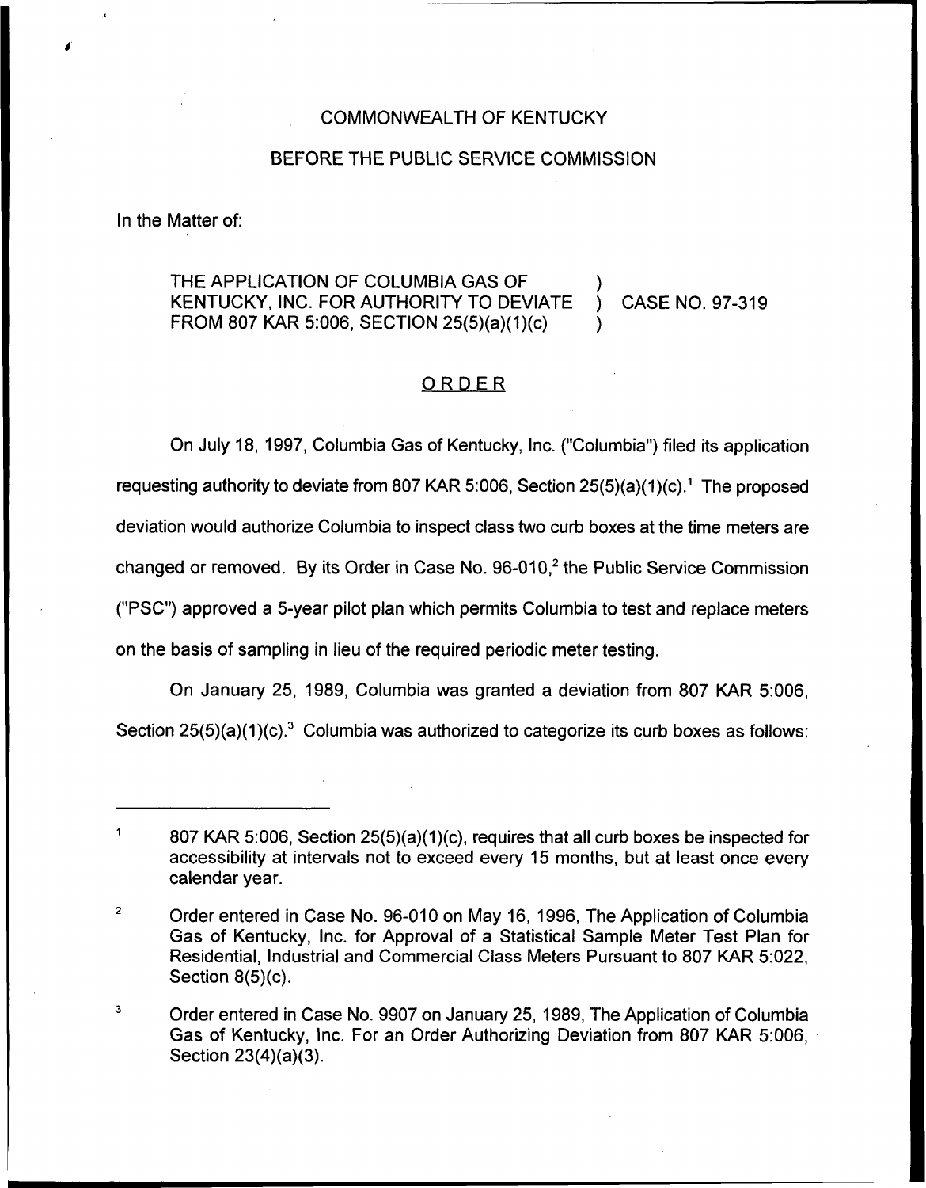COMMONWEALTH OF KENTUCKY

BEFORE THE PUBLIC SERVICE COMMISSION

In the Matter of:

THE APPLICATION OF COLUMBIA GAS OF KENTUCKY, INC. FOR AUTHORITY TO DEVIATE FROM 807 KAR 5:006, SECTION 25(5)(a)(1)(c) ) CASE NO. 97-319

## ORDER

On July 18, 1997, Columbia Gas of Kentucky, Inc. ("Columbia") filed its application requesting authority to deviate from 807 KAR 5:006, Section 25(5)(a)(1)(c).[1] The proposed deviation would authorize Columbia to inspect class two curb boxes at the time meters are changed or removed. By its Order in Case No. 96-010,[2] the Public Service Commission ("PSC") approved a 5-year pilot plan which permits Columbia to test and replace meters on the basis of sampling in lieu of the required periodic meter testing.

On January 25, 1989, Columbia was granted a deviation from 807 KAR 5:006, Section 25(5)(a)(1)(c).[3] Columbia was authorized to categorize its curb boxes as follows:

---

[1] 807 KAR 5:006, Section 25(5)(a)(1)(c), requires that all curb boxes be inspected for accessibility at intervals not to exceed every 15 months, but at least once every calendar year.

[2] Order entered in Case No. 96-010 on May 16, 1996, The Application of Columbia Gas of Kentucky, Inc. for Approval of a Statistical Sample Meter Test Plan for Residential, Industrial and Commercial Class Meters Pursuant to 807 KAR 5:022, Section 8(5)(c).

[3] Order entered in Case No. 9907 on January 25, 1989, The Application of Columbia Gas of Kentucky, Inc. For an Order Authorizing Deviation from 807 KAR 5:006, Section 23(4)(a)(3).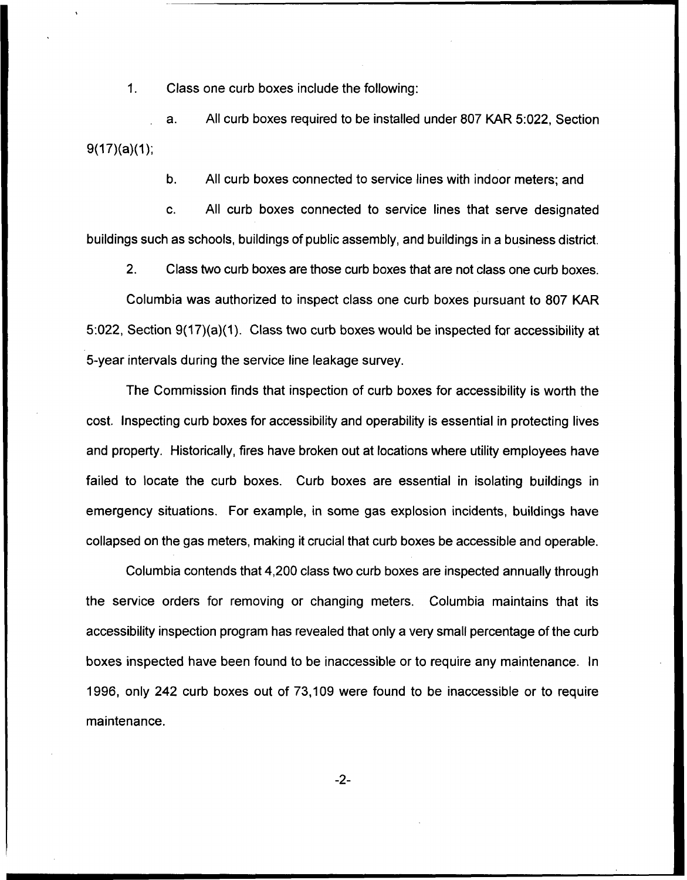1. Class one curb boxes include the following:

   a. All curb boxes required to be installed under 807 KAR 5:022, Section 9(17)(a)(1);

   b. All curb boxes connected to service lines with indoor meters; and

   c. All curb boxes connected to service lines that serve designated buildings such as schools, buildings of public assembly, and buildings in a business district.

2. Class two curb boxes are those curb boxes that are not class one curb boxes.

Columbia was authorized to inspect class one curb boxes pursuant to 807 KAR 5:022, Section 9(17)(a)(1). Class two curb boxes would be inspected for accessibility at 5-year intervals during the service line leakage survey.

The Commission finds that inspection of curb boxes for accessibility is worth the cost. Inspecting curb boxes for accessibility and operability is essential in protecting lives and property. Historically, fires have broken out at locations where utility employees have failed to locate the curb boxes. Curb boxes are essential in isolating buildings in emergency situations. For example, in some gas explosion incidents, buildings have collapsed on the gas meters, making it crucial that curb boxes be accessible and operable.

Columbia contends that 4,200 class two curb boxes are inspected annually through the service orders for removing or changing meters. Columbia maintains that its accessibility inspection program has revealed that only a very small percentage of the curb boxes inspected have been found to be inaccessible or to require any maintenance. In 1996, only 242 curb boxes out of 73,109 were found to be inaccessible or to require maintenance.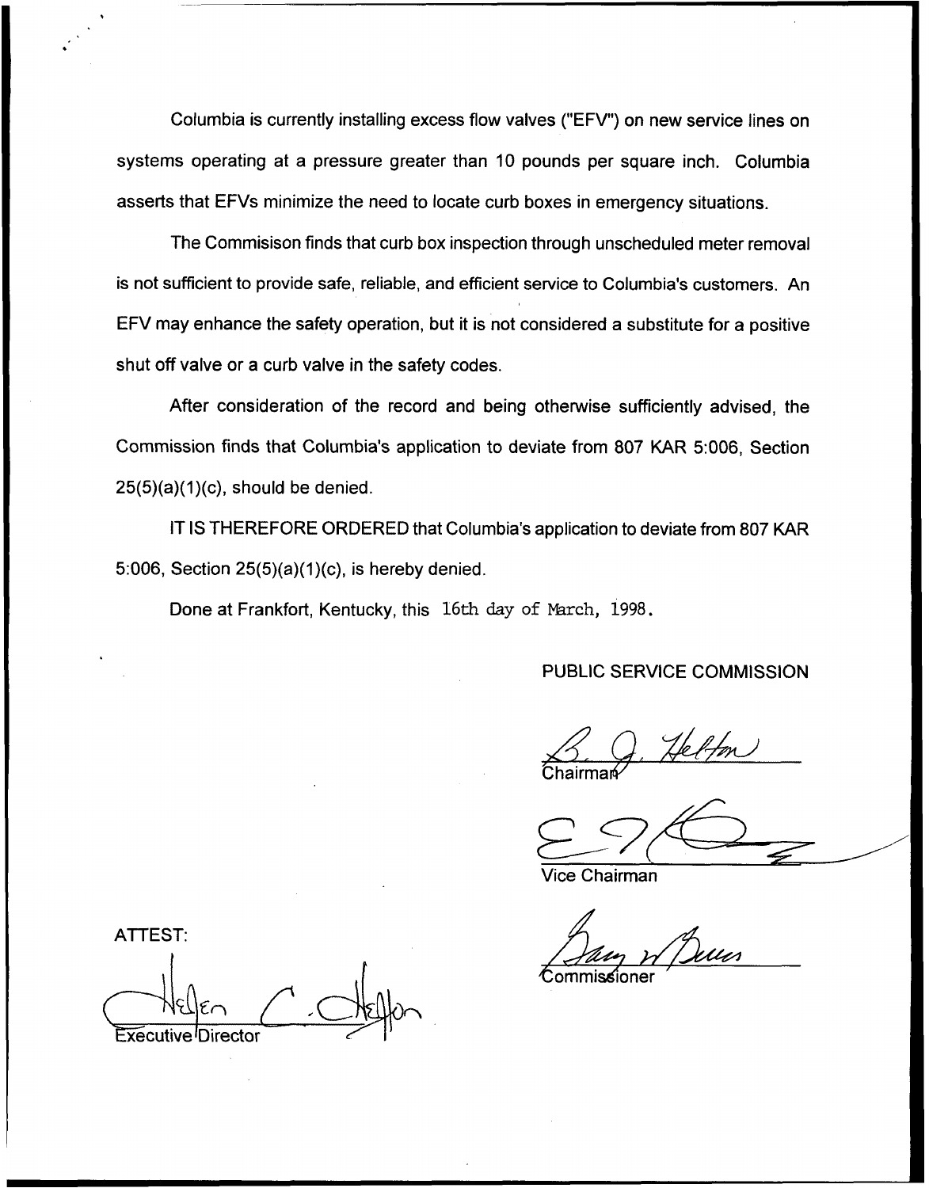Columbia is currently installing excess flow valves ("EFV") on new service lines on systems operating at a pressure greater than 10 pounds per square inch. Columbia asserts that EFVs minimize the need to locate curb boxes in emergency situations.

The Commisison finds that curb box inspection through unscheduled meter removal is not sufficient to provide safe, reliable, and efficient service to Columbia's customers. An EFV may enhance the safety operation, but it is not considered a substitute for a positive shut off valve or a curb valve in the safety codes.

After consideration of the record and being otherwise sufficiently advised, the Commission finds that Columbia's application to deviate from 807 KAR 5:006, Section 25(5)(a)(1)(c), should be denied.

IT IS THEREFORE ORDERED that Columbia's application to deviate from 807 KAR 5:006, Section 25(5)(a)(1)(c), is hereby denied.

Done at Frankfort, Kentucky, this 16th day of March, 1998.

PUBLIC SERVICE COMMISSION

Chairman

Vice Chairman

Commissioner

ATTEST:

Executive Director